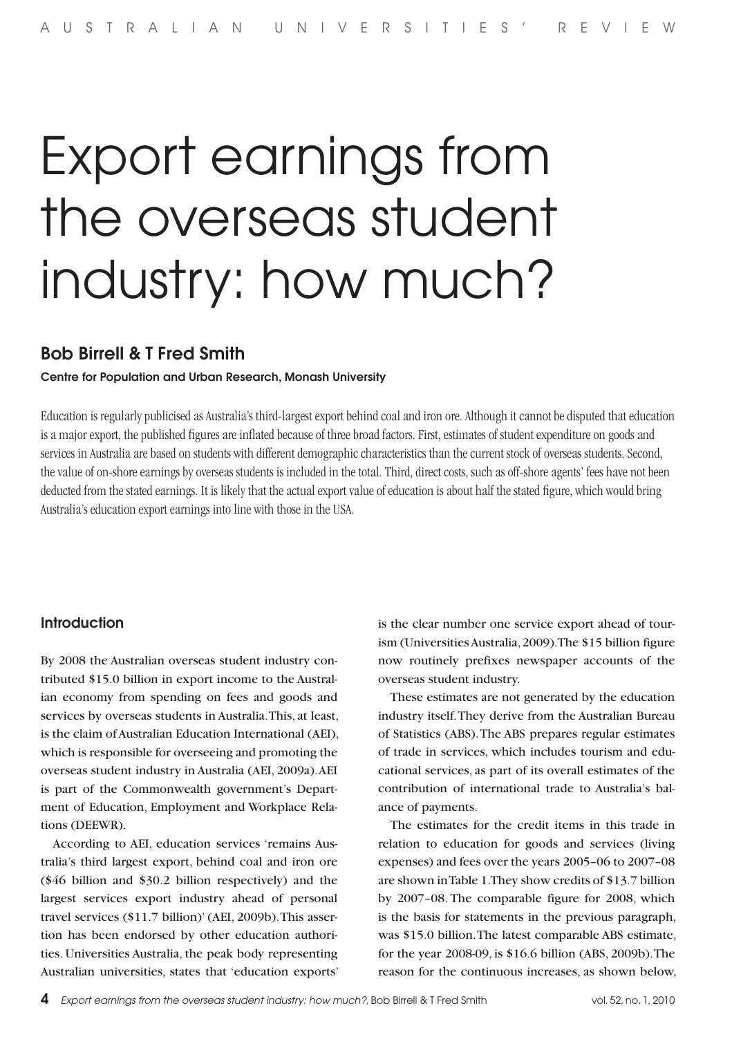# Export earnings from the overseas student industry: how much?

## Bob Birrell & T Fred Smith

**Centre for Population and Urban Research, Monash University**

Education is regularly publicised as Australia's third-largest export behind coal and iron ore. Although it cannot be disputed that education is a major export, the published figures are inflated because of three broad factors. First, estimates of student expenditure on goods and services in Australia are based on students with different demographic characteristics than the current stock of overseas students. Second, the value of on-shore earnings by overseas students is included in the total. Third, direct costs, such as off-shore agents' fees have not been deducted from the stated earnings. It is likely that the actual export value of education is about half the stated figure, which would bring Australia's education export earnings into line with those in the USA.

### Introduction

By 2008 the Australian overseas student industry contributed $15.0 billion in export income to the Australian economy from spending on fees and goods and services by overseas students in Australia. This, at least, is the claim of Australian Education International (AEI), which is responsible for overseeing and promoting the overseas student industry in Australia (AEI, 2009a). AEI is part of the Commonwealth government's Department of Education, Employment and Workplace Relations (DEEWR).

According to AEI, education services 'remains Australia's third largest export, behind coal and iron ore ($46 billion and $30.2 billion respectively) and the largest services export industry ahead of personal travel services ($11.7 billion)' (AEI, 2009b). This assertion has been endorsed by other education authorities. Universities Australia, the peak body representing Australian universities, states that 'education exports' is the clear number one service export ahead of tourism (Universities Australia, 2009). The $15 billion figure now routinely prefixes newspaper accounts of the overseas student industry.

These estimates are not generated by the education industry itself. They derive from the Australian Bureau of Statistics (ABS). The ABS prepares regular estimates of trade in services, which includes tourism and educational services, as part of its overall estimates of the contribution of international trade to Australia's balance of payments.

The estimates for the credit items in this trade in relation to education for goods and services (living expenses) and fees over the years 2005–06 to 2007–08 are shown in Table 1. They show credits of $13.7 billion by 2007–08. The comparable figure for 2008, which is the basis for statements in the previous paragraph, was $15.0 billion. The latest comparable ABS estimate, for the year 2008-09, is $16.6 billion (ABS, 2009b). The reason for the continuous increases, as shown below,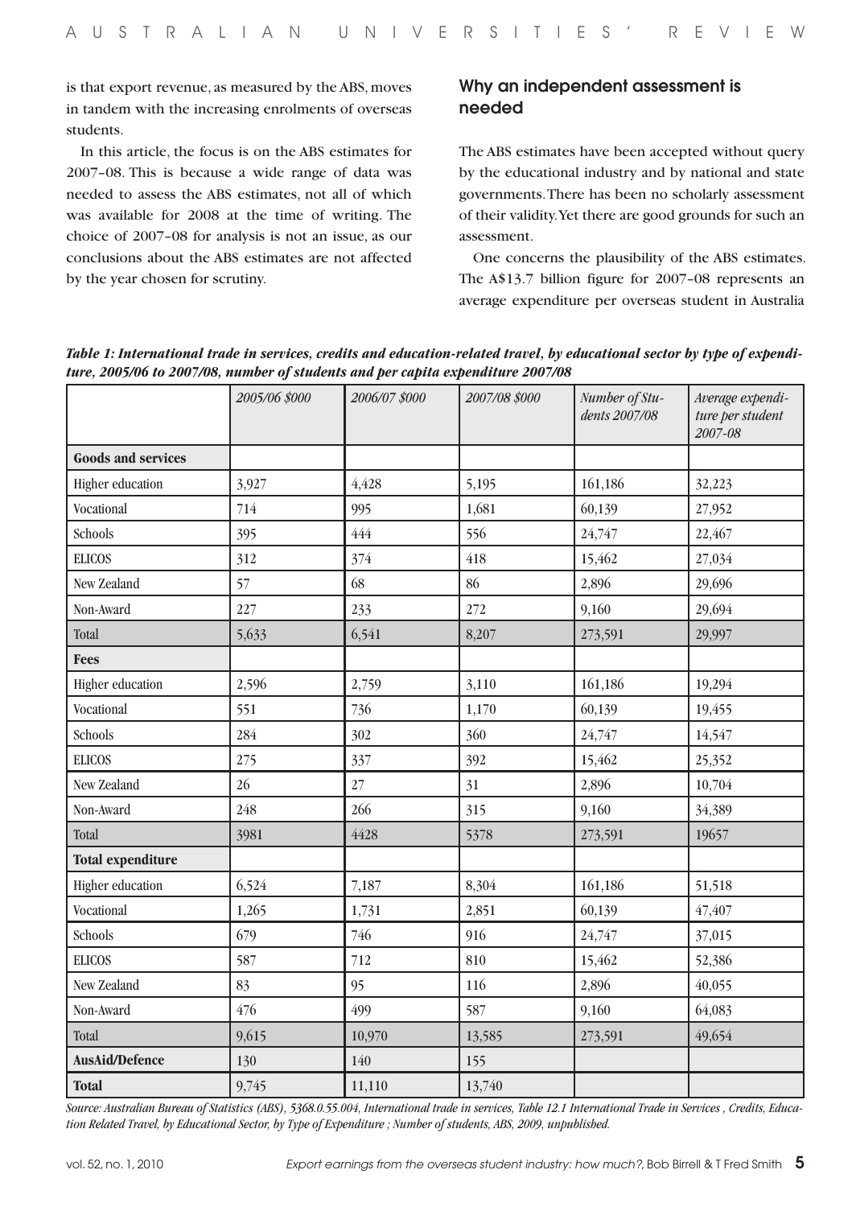is that export revenue, as measured by the ABS, moves in tandem with the increasing enrolments of overseas students.

In this article, the focus is on the ABS estimates for 2007–08. This is because a wide range of data was needed to assess the ABS estimates, not all of which was available for 2008 at the time of writing. The choice of 2007–08 for analysis is not an issue, as our conclusions about the ABS estimates are not affected by the year chosen for scrutiny.

## Why an independent assessment is needed

The ABS estimates have been accepted without query by the educational industry and by national and state governments. There has been no scholarly assessment of their validity. Yet there are good grounds for such an assessment.

One concerns the plausibility of the ABS estimates. The A$13.7 billion figure for 2007–08 represents an average expenditure per overseas student in Australia

***Table 1: International trade in services, credits and education-related travel, by educational sector by type of expenditure, 2005/06 to 2007/08, number of students and per capita expenditure 2007/08***

| | *2005/06 $000* | *2006/07 $000* | *2007/08 $000* | *Number of Students 2007/08* | *Average expenditure per student 2007-08* |
|---|---|---|---|---|---|
| **Goods and services** | | | | | |
| Higher education | 3,927 | 4,428 | 5,195 | 161,186 | 32,223 |
| Vocational | 714 | 995 | 1,681 | 60,139 | 27,952 |
| Schools | 395 | 444 | 556 | 24,747 | 22,467 |
| ELICOS | 312 | 374 | 418 | 15,462 | 27,034 |
| New Zealand | 57 | 68 | 86 | 2,896 | 29,696 |
| Non-Award | 227 | 233 | 272 | 9,160 | 29,694 |
| Total | 5,633 | 6,541 | 8,207 | 273,591 | 29,997 |
| **Fees** | | | | | |
| Higher education | 2,596 | 2,759 | 3,110 | 161,186 | 19,294 |
| Vocational | 551 | 736 | 1,170 | 60,139 | 19,455 |
| Schools | 284 | 302 | 360 | 24,747 | 14,547 |
| ELICOS | 275 | 337 | 392 | 15,462 | 25,352 |
| New Zealand | 26 | 27 | 31 | 2,896 | 10,704 |
| Non-Award | 248 | 266 | 315 | 9,160 | 34,389 |
| Total | 3981 | 4428 | 5378 | 273,591 | 19657 |
| **Total expenditure** | | | | | |
| Higher education | 6,524 | 7,187 | 8,304 | 161,186 | 51,518 |
| Vocational | 1,265 | 1,731 | 2,851 | 60,139 | 47,407 |
| Schools | 679 | 746 | 916 | 24,747 | 37,015 |
| ELICOS | 587 | 712 | 810 | 15,462 | 52,386 |
| New Zealand | 83 | 95 | 116 | 2,896 | 40,055 |
| Non-Award | 476 | 499 | 587 | 9,160 | 64,083 |
| Total | 9,615 | 10,970 | 13,585 | 273,591 | 49,654 |
| **AusAid/Defence** | 130 | 140 | 155 | | |
| **Total** | 9,745 | 11,110 | 13,740 | | |

*Source: Australian Bureau of Statistics (ABS), 5368.0.55.004, International trade in services, Table 12.1 International Trade in Services , Credits, Education Related Travel, by Educational Sector, by Type of Expenditure ; Number of students, ABS, 2009, unpublished.*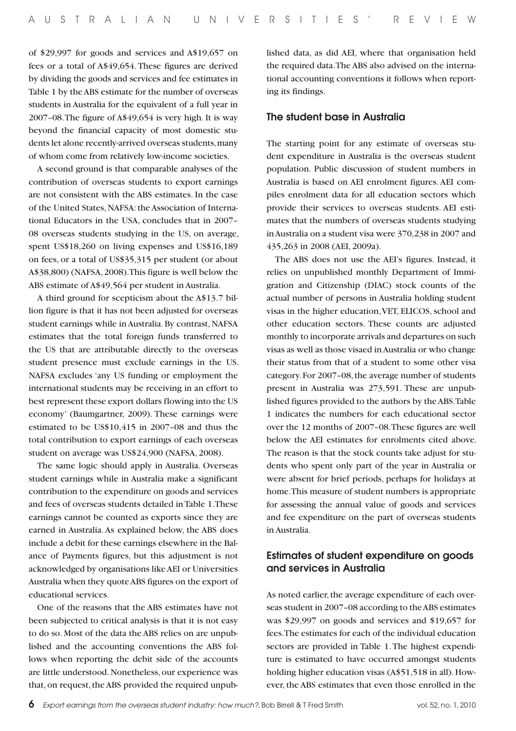of \$29,997 for goods and services and A\$19,657 on fees or a total of A\$49,654. These figures are derived by dividing the goods and services and fee estimates in Table 1 by the ABS estimate for the number of overseas students in Australia for the equivalent of a full year in 2007–08. The figure of A\$49,654 is very high. It is way beyond the financial capacity of most domestic students let alone recently-arrived overseas students, many of whom come from relatively low-income societies.

A second ground is that comparable analyses of the contribution of overseas students to export earnings are not consistent with the ABS estimates. In the case of the United States, NAFSA: the Association of International Educators in the USA, concludes that in 2007–08 overseas students studying in the US, on average, spent US\$18,260 on living expenses and US\$16,189 on fees, or a total of US\$35,315 per student (or about A\$38,800) (NAFSA, 2008). This figure is well below the ABS estimate of A\$49,564 per student in Australia.

A third ground for scepticism about the A\$13.7 billion figure is that it has not been adjusted for overseas student earnings while in Australia. By contrast, NAFSA estimates that the total foreign funds transferred to the US that are attributable directly to the overseas student presence must exclude earnings in the US. NAFSA excludes 'any US funding or employment the international students may be receiving in an effort to best represent these export dollars flowing into the US economy' (Baumgartner, 2009). These earnings were estimated to be US\$10,415 in 2007–08 and thus the total contribution to export earnings of each overseas student on average was US\$24,900 (NAFSA, 2008).

The same logic should apply in Australia. Overseas student earnings while in Australia make a significant contribution to the expenditure on goods and services and fees of overseas students detailed in Table 1. These earnings cannot be counted as exports since they are earned in Australia. As explained below, the ABS does include a debit for these earnings elsewhere in the Balance of Payments figures, but this adjustment is not acknowledged by organisations like AEI or Universities Australia when they quote ABS figures on the export of educational services.

One of the reasons that the ABS estimates have not been subjected to critical analysis is that it is not easy to do so. Most of the data the ABS relies on are unpublished and the accounting conventions the ABS follows when reporting the debit side of the accounts are little understood. Nonetheless, our experience was that, on request, the ABS provided the required unpublished data, as did AEI, where that organisation held the required data. The ABS also advised on the international accounting conventions it follows when reporting its findings.

## The student base in Australia

The starting point for any estimate of overseas student expenditure in Australia is the overseas student population. Public discussion of student numbers in Australia is based on AEI enrolment figures. AEI compiles enrolment data for all education sectors which provide their services to overseas students. AEI estimates that the numbers of overseas students studying in Australia on a student visa were 370,238 in 2007 and 435,263 in 2008 (AEI, 2009a).

The ABS does not use the AEI's figures. Instead, it relies on unpublished monthly Department of Immigration and Citizenship (DIAC) stock counts of the actual number of persons in Australia holding student visas in the higher education, VET, ELICOS, school and other education sectors. These counts are adjusted monthly to incorporate arrivals and departures on such visas as well as those visaed in Australia or who change their status from that of a student to some other visa category. For 2007–08, the average number of students present in Australia was 273,591. These are unpublished figures provided to the authors by the ABS. Table 1 indicates the numbers for each educational sector over the 12 months of 2007–08. These figures are well below the AEI estimates for enrolments cited above. The reason is that the stock counts take adjust for students who spent only part of the year in Australia or were absent for brief periods, perhaps for holidays at home. This measure of student numbers is appropriate for assessing the annual value of goods and services and fee expenditure on the part of overseas students in Australia.

## Estimates of student expenditure on goods and services in Australia

As noted earlier, the average expenditure of each overseas student in 2007–08 according to the ABS estimates was \$29,997 on goods and services and \$19,657 for fees. The estimates for each of the individual education sectors are provided in Table 1. The highest expenditure is estimated to have occurred amongst students holding higher education visas (A\$51,518 in all). However, the ABS estimates that even those enrolled in the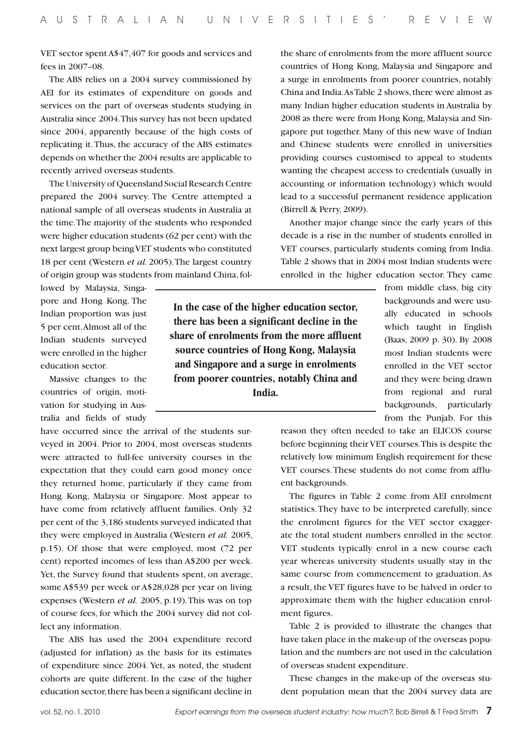VET sector spent A$47,407 for goods and services and fees in 2007–08.

The ABS relies on a 2004 survey commissioned by AEI for its estimates of expenditure on goods and services on the part of overseas students studying in Australia since 2004. This survey has not been updated since 2004, apparently because of the high costs of replicating it. Thus, the accuracy of the ABS estimates depends on whether the 2004 results are applicable to recently arrived overseas students.

The University of Queensland Social Research Centre prepared the 2004 survey. The Centre attempted a national sample of all overseas students in Australia at the time. The majority of the students who responded were higher education students (62 per cent) with the next largest group being VET students who constituted 18 per cent (Western *et al.* 2005). The largest country of origin group was students from mainland China, followed by Malaysia, Singapore and Hong Kong. The Indian proportion was just 5 per cent. Almost all of the Indian students surveyed were enrolled in the higher education sector.

Massive changes to the countries of origin, motivation for studying in Australia and fields of study have occurred since the arrival of the students surveyed in 2004. Prior to 2004, most overseas students were attracted to full-fee university courses in the expectation that they could earn good money once they returned home, particularly if they came from Hong Kong, Malaysia or Singapore. Most appear to have come from relatively affluent families. Only 32 per cent of the 3,186 students surveyed indicated that they were employed in Australia (Western *et al.* 2005, p.15). Of those that were employed, most (72 per cent) reported incomes of less than A$200 per week. Yet, the Survey found that students spent, on average, some A$539 per week or A$28,028 per year on living expenses (Western *et al.* 2005, p.19). This was on top of course fees, for which the 2004 survey did not collect any information.

The ABS has used the 2004 expenditure record (adjusted for inflation) as the basis for its estimates of expenditure since 2004. Yet, as noted, the student cohorts are quite different. In the case of the higher education sector, there has been a significant decline in the share of enrolments from the more affluent source countries of Hong Kong, Malaysia and Singapore and a surge in enrolments from poorer countries, notably China and India. As Table 2 shows, there were almost as many Indian higher education students in Australia by 2008 as there were from Hong Kong, Malaysia and Singapore put together. Many of this new wave of Indian and Chinese students were enrolled in universities providing courses customised to appeal to students wanting the cheapest access to credentials (usually in accounting or information technology) which would lead to a successful permanent residence application (Birrell & Perry, 2009).

**In the case of the higher education sector, there has been a significant decline in the share of enrolments from the more affluent source countries of Hong Kong, Malaysia and Singapore and a surge in enrolments from poorer countries, notably China and India.**

Another major change since the early years of this decade is a rise in the number of students enrolled in VET courses, particularly students coming from India. Table 2 shows that in 2004 most Indian students were enrolled in the higher education sector. They came from middle class, big city backgrounds and were usually educated in schools which taught in English (Baas, 2009 p. 30). By 2008 most Indian students were enrolled in the VET sector and they were being drawn from regional and rural backgrounds, particularly from the Punjab. For this reason they often needed to take an ELICOS course before beginning their VET courses. This is despite the relatively low minimum English requirement for these VET courses. These students do not come from affluent backgrounds.

The figures in Table 2 come from AEI enrolment statistics. They have to be interpreted carefully, since the enrolment figures for the VET sector exaggerate the total student numbers enrolled in the sector. VET students typically enrol in a new course each year whereas university students usually stay in the same course from commencement to graduation. As a result, the VET figures have to be halved in order to approximate them with the higher education enrolment figures.

Table 2 is provided to illustrate the changes that have taken place in the make-up of the overseas population and the numbers are not used in the calculation of overseas student expenditure.

These changes in the make-up of the overseas student population mean that the 2004 survey data are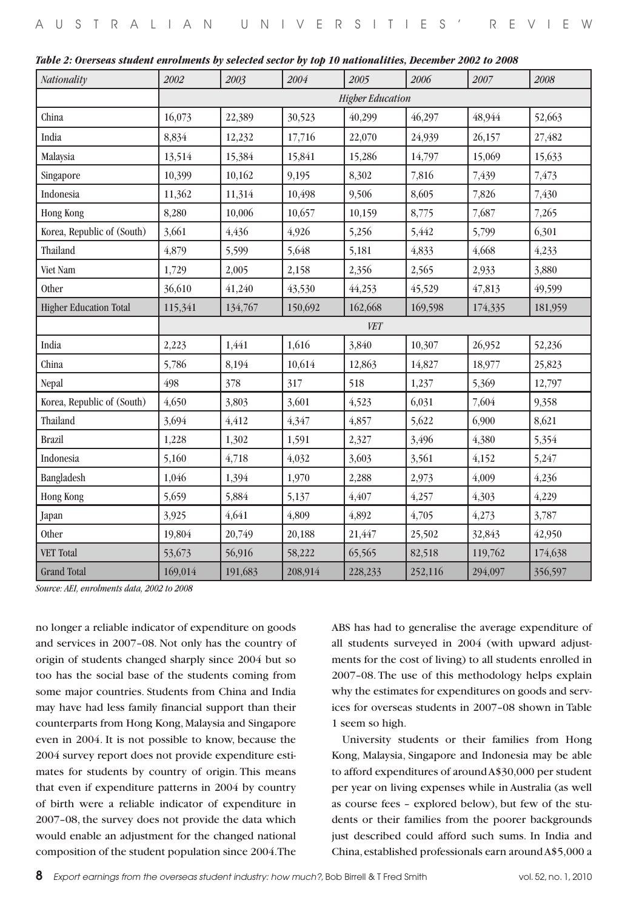*Table 2: Overseas student enrolments by selected sector by top 10 nationalities, December 2002 to 2008*

| Nationality | 2002 | 2003 | 2004 | 2005 | 2006 | 2007 | 2008 |
|---|---|---|---|---|---|---|---|
| | *Higher Education* | | | | | | |
| China | 16,073 | 22,389 | 30,523 | 40,299 | 46,297 | 48,944 | 52,663 |
| India | 8,834 | 12,232 | 17,716 | 22,070 | 24,939 | 26,157 | 27,482 |
| Malaysia | 13,514 | 15,384 | 15,841 | 15,286 | 14,797 | 15,069 | 15,633 |
| Singapore | 10,399 | 10,162 | 9,195 | 8,302 | 7,816 | 7,439 | 7,473 |
| Indonesia | 11,362 | 11,314 | 10,498 | 9,506 | 8,605 | 7,826 | 7,430 |
| Hong Kong | 8,280 | 10,006 | 10,657 | 10,159 | 8,775 | 7,687 | 7,265 |
| Korea, Republic of (South) | 3,661 | 4,436 | 4,926 | 5,256 | 5,442 | 5,799 | 6,301 |
| Thailand | 4,879 | 5,599 | 5,648 | 5,181 | 4,833 | 4,668 | 4,233 |
| Viet Nam | 1,729 | 2,005 | 2,158 | 2,356 | 2,565 | 2,933 | 3,880 |
| Other | 36,610 | 41,240 | 43,530 | 44,253 | 45,529 | 47,813 | 49,599 |
| Higher Education Total | 115,341 | 134,767 | 150,692 | 162,668 | 169,598 | 174,335 | 181,959 |
| | *VET* | | | | | | |
| India | 2,223 | 1,441 | 1,616 | 3,840 | 10,307 | 26,952 | 52,236 |
| China | 5,786 | 8,194 | 10,614 | 12,863 | 14,827 | 18,977 | 25,823 |
| Nepal | 498 | 378 | 317 | 518 | 1,237 | 5,369 | 12,797 |
| Korea, Republic of (South) | 4,650 | 3,803 | 3,601 | 4,523 | 6,031 | 7,604 | 9,358 |
| Thailand | 3,694 | 4,412 | 4,347 | 4,857 | 5,622 | 6,900 | 8,621 |
| Brazil | 1,228 | 1,302 | 1,591 | 2,327 | 3,496 | 4,380 | 5,354 |
| Indonesia | 5,160 | 4,718 | 4,032 | 3,603 | 3,561 | 4,152 | 5,247 |
| Bangladesh | 1,046 | 1,394 | 1,970 | 2,288 | 2,973 | 4,009 | 4,236 |
| Hong Kong | 5,659 | 5,884 | 5,137 | 4,407 | 4,257 | 4,303 | 4,229 |
| Japan | 3,925 | 4,641 | 4,809 | 4,892 | 4,705 | 4,273 | 3,787 |
| Other | 19,804 | 20,749 | 20,188 | 21,447 | 25,502 | 32,843 | 42,950 |
| VET Total | 53,673 | 56,916 | 58,222 | 65,565 | 82,518 | 119,762 | 174,638 |
| Grand Total | 169,014 | 191,683 | 208,914 | 228,233 | 252,116 | 294,097 | 356,597 |

*Source: AEI, enrolments data, 2002 to 2008*

no longer a reliable indicator of expenditure on goods and services in 2007–08. Not only has the country of origin of students changed sharply since 2004 but so too has the social base of the students coming from some major countries. Students from China and India may have had less family financial support than their counterparts from Hong Kong, Malaysia and Singapore even in 2004. It is not possible to know, because the 2004 survey report does not provide expenditure estimates for students by country of origin. This means that even if expenditure patterns in 2004 by country of birth were a reliable indicator of expenditure in 2007–08, the survey does not provide the data which would enable an adjustment for the changed national composition of the student population since 2004. The ABS has had to generalise the average expenditure of all students surveyed in 2004 (with upward adjustments for the cost of living) to all students enrolled in 2007–08. The use of this methodology helps explain why the estimates for expenditures on goods and services for overseas students in 2007–08 shown in Table 1 seem so high.

University students or their families from Hong Kong, Malaysia, Singapore and Indonesia may be able to afford expenditures of around A$30,000 per student per year on living expenses while in Australia (as well as course fees – explored below), but few of the students or their families from the poorer backgrounds just described could afford such sums. In India and China, established professionals earn around A$5,000 a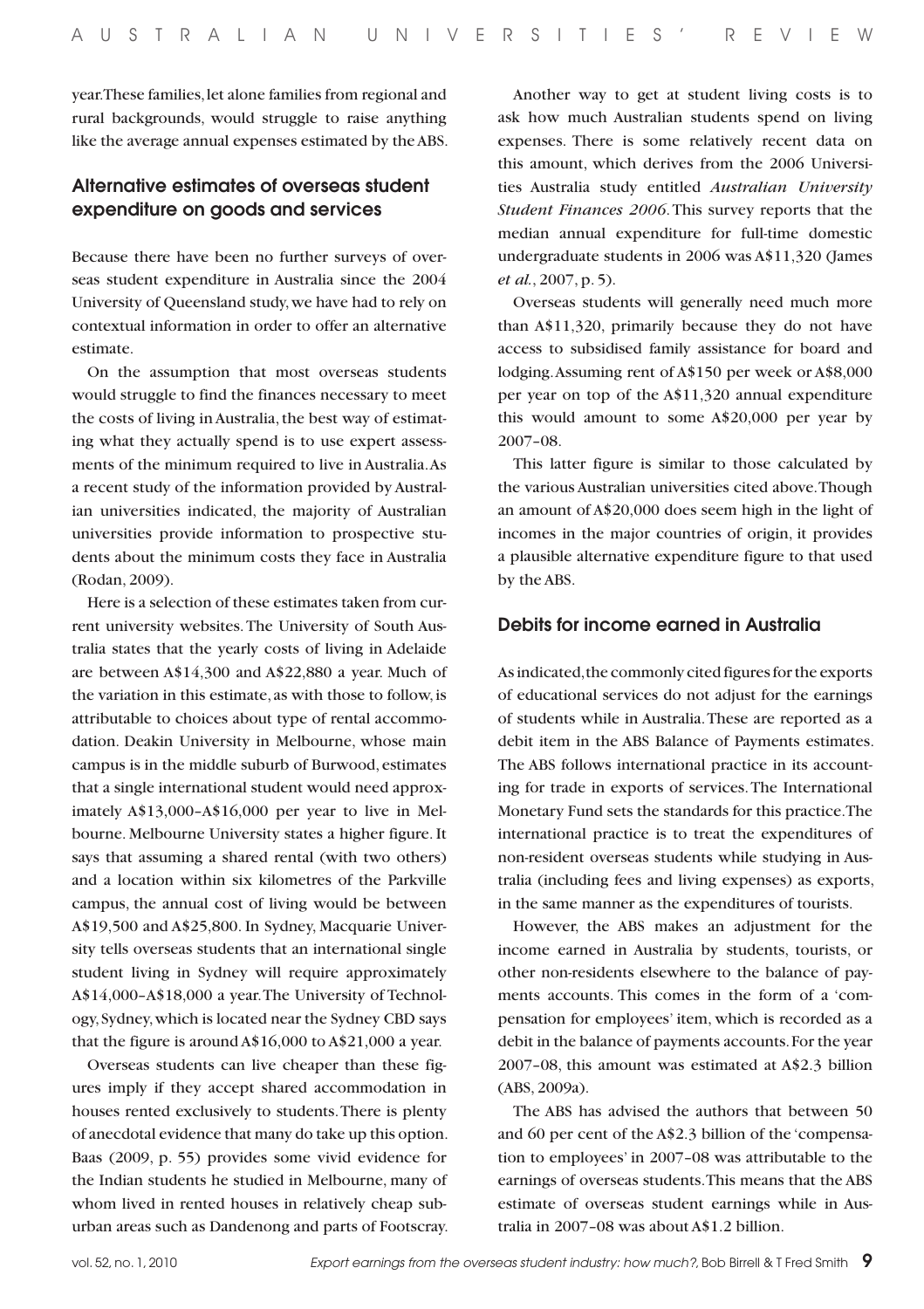year. These families, let alone families from regional and rural backgrounds, would struggle to raise anything like the average annual expenses estimated by the ABS.

## Alternative estimates of overseas student expenditure on goods and services

Because there have been no further surveys of overseas student expenditure in Australia since the 2004 University of Queensland study, we have had to rely on contextual information in order to offer an alternative estimate.

On the assumption that most overseas students would struggle to find the finances necessary to meet the costs of living in Australia, the best way of estimating what they actually spend is to use expert assessments of the minimum required to live in Australia. As a recent study of the information provided by Australian universities indicated, the majority of Australian universities provide information to prospective students about the minimum costs they face in Australia (Rodan, 2009).

Here is a selection of these estimates taken from current university websites. The University of South Australia states that the yearly costs of living in Adelaide are between A$14,300 and A$22,880 a year. Much of the variation in this estimate, as with those to follow, is attributable to choices about type of rental accommodation. Deakin University in Melbourne, whose main campus is in the middle suburb of Burwood, estimates that a single international student would need approximately A$13,000–A$16,000 per year to live in Melbourne. Melbourne University states a higher figure. It says that assuming a shared rental (with two others) and a location within six kilometres of the Parkville campus, the annual cost of living would be between A$19,500 and A$25,800. In Sydney, Macquarie University tells overseas students that an international single student living in Sydney will require approximately A$14,000–A$18,000 a year. The University of Technology, Sydney, which is located near the Sydney CBD says that the figure is around A$16,000 to A$21,000 a year.

Overseas students can live cheaper than these figures imply if they accept shared accommodation in houses rented exclusively to students. There is plenty of anecdotal evidence that many do take up this option. Baas (2009, p. 55) provides some vivid evidence for the Indian students he studied in Melbourne, many of whom lived in rented houses in relatively cheap suburban areas such as Dandenong and parts of Footscray.

Another way to get at student living costs is to ask how much Australian students spend on living expenses. There is some relatively recent data on this amount, which derives from the 2006 Universities Australia study entitled *Australian University Student Finances 2006*. This survey reports that the median annual expenditure for full-time domestic undergraduate students in 2006 was A$11,320 (James *et al.*, 2007, p. 5).

Overseas students will generally need much more than A$11,320, primarily because they do not have access to subsidised family assistance for board and lodging. Assuming rent of A$150 per week or A$8,000 per year on top of the A$11,320 annual expenditure this would amount to some A$20,000 per year by 2007–08.

This latter figure is similar to those calculated by the various Australian universities cited above. Though an amount of A$20,000 does seem high in the light of incomes in the major countries of origin, it provides a plausible alternative expenditure figure to that used by the ABS.

## Debits for income earned in Australia

As indicated, the commonly cited figures for the exports of educational services do not adjust for the earnings of students while in Australia. These are reported as a debit item in the ABS Balance of Payments estimates. The ABS follows international practice in its accounting for trade in exports of services. The International Monetary Fund sets the standards for this practice. The international practice is to treat the expenditures of non-resident overseas students while studying in Australia (including fees and living expenses) as exports, in the same manner as the expenditures of tourists.

However, the ABS makes an adjustment for the income earned in Australia by students, tourists, or other non-residents elsewhere to the balance of payments accounts. This comes in the form of a 'compensation for employees' item, which is recorded as a debit in the balance of payments accounts. For the year 2007–08, this amount was estimated at A$2.3 billion (ABS, 2009a).

The ABS has advised the authors that between 50 and 60 per cent of the A$2.3 billion of the 'compensation to employees' in 2007–08 was attributable to the earnings of overseas students. This means that the ABS estimate of overseas student earnings while in Australia in 2007–08 was about A$1.2 billion.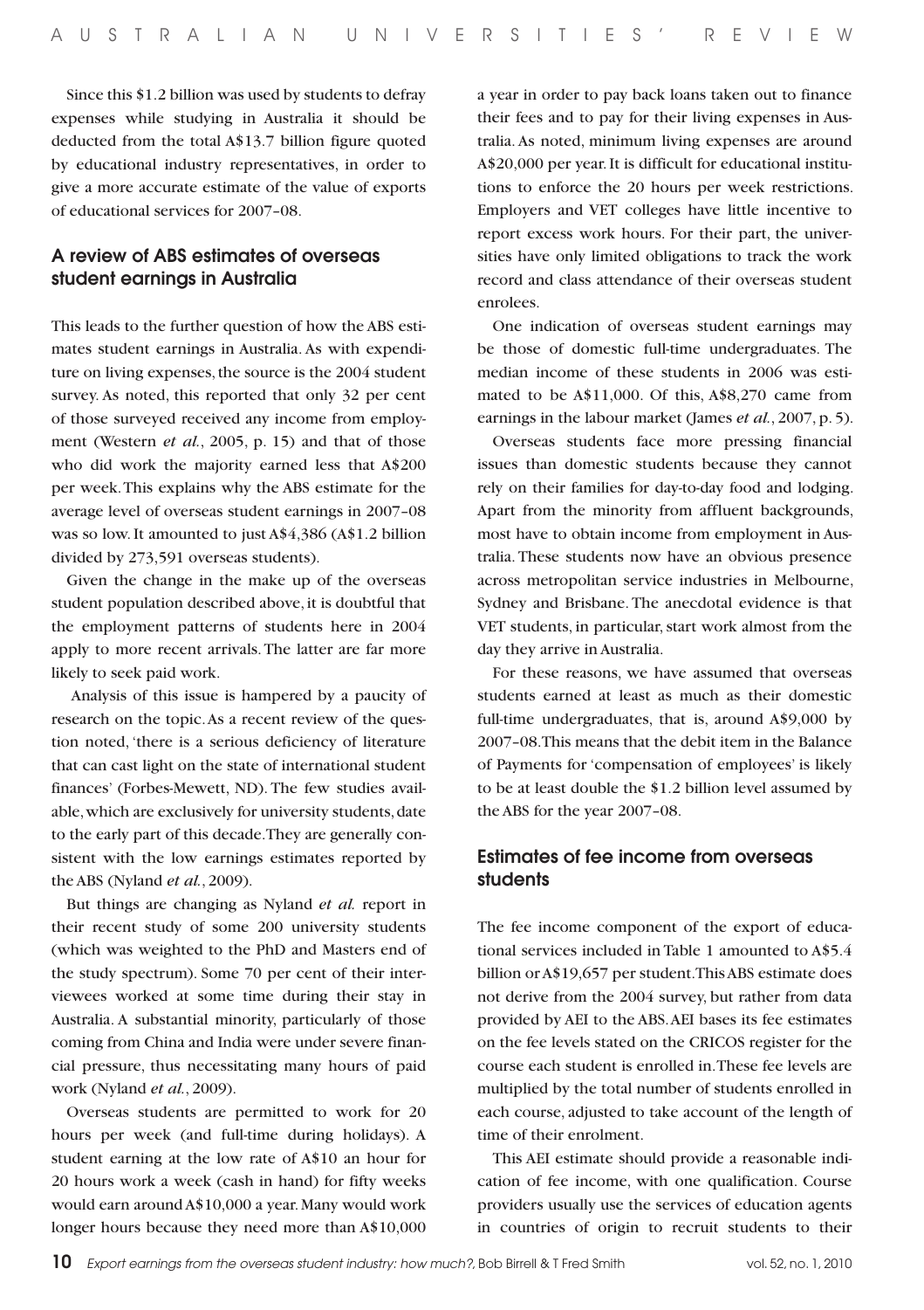Since this $1.2 billion was used by students to defray expenses while studying in Australia it should be deducted from the total A$13.7 billion figure quoted by educational industry representatives, in order to give a more accurate estimate of the value of exports of educational services for 2007–08.

## A review of ABS estimates of overseas student earnings in Australia

This leads to the further question of how the ABS estimates student earnings in Australia. As with expenditure on living expenses, the source is the 2004 student survey. As noted, this reported that only 32 per cent of those surveyed received any income from employment (Western *et al.*, 2005, p. 15) and that of those who did work the majority earned less that A$200 per week. This explains why the ABS estimate for the average level of overseas student earnings in 2007–08 was so low. It amounted to just A$4,386 (A$1.2 billion divided by 273,591 overseas students).

Given the change in the make up of the overseas student population described above, it is doubtful that the employment patterns of students here in 2004 apply to more recent arrivals. The latter are far more likely to seek paid work.

Analysis of this issue is hampered by a paucity of research on the topic. As a recent review of the question noted, 'there is a serious deficiency of literature that can cast light on the state of international student finances' (Forbes-Mewett, ND). The few studies available, which are exclusively for university students, date to the early part of this decade. They are generally consistent with the low earnings estimates reported by the ABS (Nyland *et al.*, 2009).

But things are changing as Nyland *et al.* report in their recent study of some 200 university students (which was weighted to the PhD and Masters end of the study spectrum). Some 70 per cent of their interviewees worked at some time during their stay in Australia. A substantial minority, particularly of those coming from China and India were under severe financial pressure, thus necessitating many hours of paid work (Nyland *et al.*, 2009).

Overseas students are permitted to work for 20 hours per week (and full-time during holidays). A student earning at the low rate of A$10 an hour for 20 hours work a week (cash in hand) for fifty weeks would earn around A$10,000 a year. Many would work longer hours because they need more than A$10,000 a year in order to pay back loans taken out to finance their fees and to pay for their living expenses in Australia. As noted, minimum living expenses are around A$20,000 per year. It is difficult for educational institutions to enforce the 20 hours per week restrictions. Employers and VET colleges have little incentive to report excess work hours. For their part, the universities have only limited obligations to track the work record and class attendance of their overseas student enrolees.

One indication of overseas student earnings may be those of domestic full-time undergraduates. The median income of these students in 2006 was estimated to be A$11,000. Of this, A$8,270 came from earnings in the labour market (James *et al.*, 2007, p. 5).

Overseas students face more pressing financial issues than domestic students because they cannot rely on their families for day-to-day food and lodging. Apart from the minority from affluent backgrounds, most have to obtain income from employment in Australia. These students now have an obvious presence across metropolitan service industries in Melbourne, Sydney and Brisbane. The anecdotal evidence is that VET students, in particular, start work almost from the day they arrive in Australia.

For these reasons, we have assumed that overseas students earned at least as much as their domestic full-time undergraduates, that is, around A$9,000 by 2007–08. This means that the debit item in the Balance of Payments for 'compensation of employees' is likely to be at least double the $1.2 billion level assumed by the ABS for the year 2007–08.

## Estimates of fee income from overseas students

The fee income component of the export of educational services included in Table 1 amounted to A$5.4 billion or A$19,657 per student. This ABS estimate does not derive from the 2004 survey, but rather from data provided by AEI to the ABS. AEI bases its fee estimates on the fee levels stated on the CRICOS register for the course each student is enrolled in. These fee levels are multiplied by the total number of students enrolled in each course, adjusted to take account of the length of time of their enrolment.

This AEI estimate should provide a reasonable indication of fee income, with one qualification. Course providers usually use the services of education agents in countries of origin to recruit students to their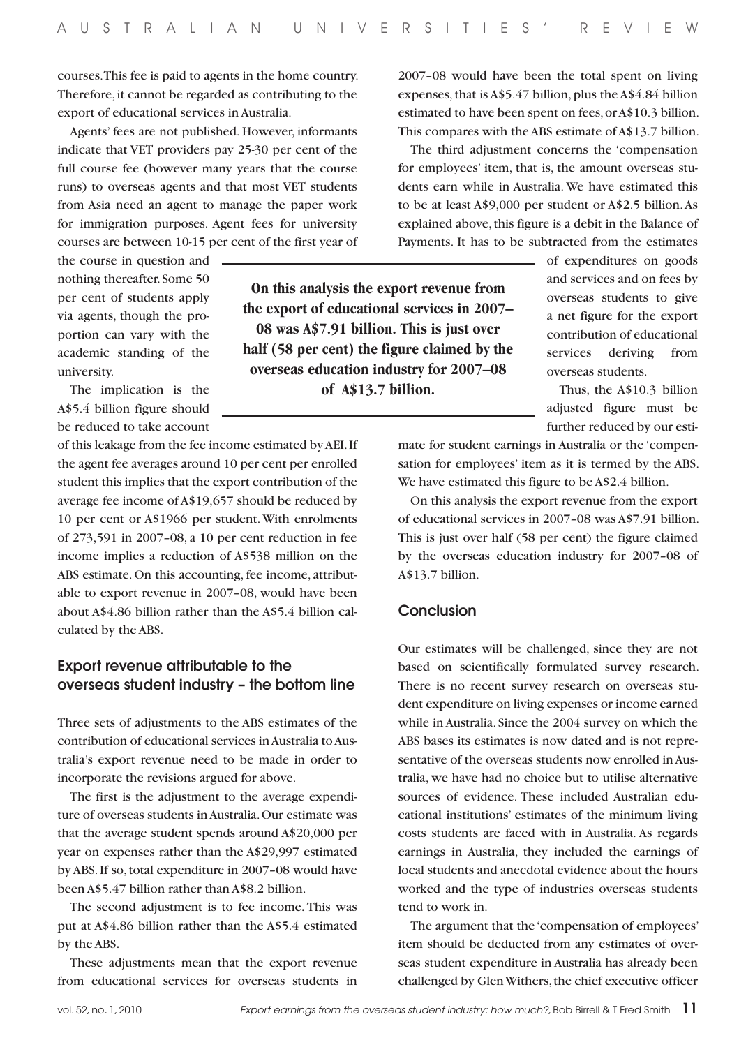courses. This fee is paid to agents in the home country. Therefore, it cannot be regarded as contributing to the export of educational services in Australia.

Agents' fees are not published. However, informants indicate that VET providers pay 25-30 per cent of the full course fee (however many years that the course runs) to overseas agents and that most VET students from Asia need an agent to manage the paper work for immigration purposes. Agent fees for university courses are between 10-15 per cent of the first year of the course in question and nothing thereafter. Some 50 per cent of students apply via agents, though the proportion can vary with the academic standing of the university.

The implication is the A$5.4 billion figure should be reduced to take account of this leakage from the fee income estimated by AEI. If the agent fee averages around 10 per cent per enrolled student this implies that the export contribution of the average fee income of A$19,657 should be reduced by 10 per cent or A$1966 per student. With enrolments of 273,591 in 2007–08, a 10 per cent reduction in fee income implies a reduction of A$538 million on the ABS estimate. On this accounting, fee income, attributable to export revenue in 2007–08, would have been about A$4.86 billion rather than the A$5.4 billion calculated by the ABS.

## Export revenue attributable to the overseas student industry – the bottom line

Three sets of adjustments to the ABS estimates of the contribution of educational services in Australia to Australia's export revenue need to be made in order to incorporate the revisions argued for above.

The first is the adjustment to the average expenditure of overseas students in Australia. Our estimate was that the average student spends around A$20,000 per year on expenses rather than the A$29,997 estimated by ABS. If so, total expenditure in 2007–08 would have been A$5.47 billion rather than A$8.2 billion.

The second adjustment is to fee income. This was put at A$4.86 billion rather than the A$5.4 estimated by the ABS.

These adjustments mean that the export revenue from educational services for overseas students in 2007–08 would have been the total spent on living expenses, that is A$5.47 billion, plus the A$4.84 billion estimated to have been spent on fees, or A$10.3 billion. This compares with the ABS estimate of A$13.7 billion.

The third adjustment concerns the 'compensation for employees' item, that is, the amount overseas students earn while in Australia. We have estimated this to be at least A$9,000 per student or A$2.5 billion. As explained above, this figure is a debit in the Balance of Payments. It has to be subtracted from the estimates of expenditures on goods and services and on fees by overseas students to give a net figure for the export contribution of educational services deriving from overseas students.

**On this analysis the export revenue from the export of educational services in 2007–08 was A$7.91 billion. This is just over half (58 per cent) the figure claimed by the overseas education industry for 2007–08 of A$13.7 billion.**

Thus, the A$10.3 billion adjusted figure must be further reduced by our estimate for student earnings in Australia or the 'compensation for employees' item as it is termed by the ABS. We have estimated this figure to be A$2.4 billion.

On this analysis the export revenue from the export of educational services in 2007–08 was A$7.91 billion. This is just over half (58 per cent) the figure claimed by the overseas education industry for 2007–08 of A$13.7 billion.

## Conclusion

Our estimates will be challenged, since they are not based on scientifically formulated survey research. There is no recent survey research on overseas student expenditure on living expenses or income earned while in Australia. Since the 2004 survey on which the ABS bases its estimates is now dated and is not representative of the overseas students now enrolled in Australia, we have had no choice but to utilise alternative sources of evidence. These included Australian educational institutions' estimates of the minimum living costs students are faced with in Australia. As regards earnings in Australia, they included the earnings of local students and anecdotal evidence about the hours worked and the type of industries overseas students tend to work in.

The argument that the 'compensation of employees' item should be deducted from any estimates of overseas student expenditure in Australia has already been challenged by Glen Withers, the chief executive officer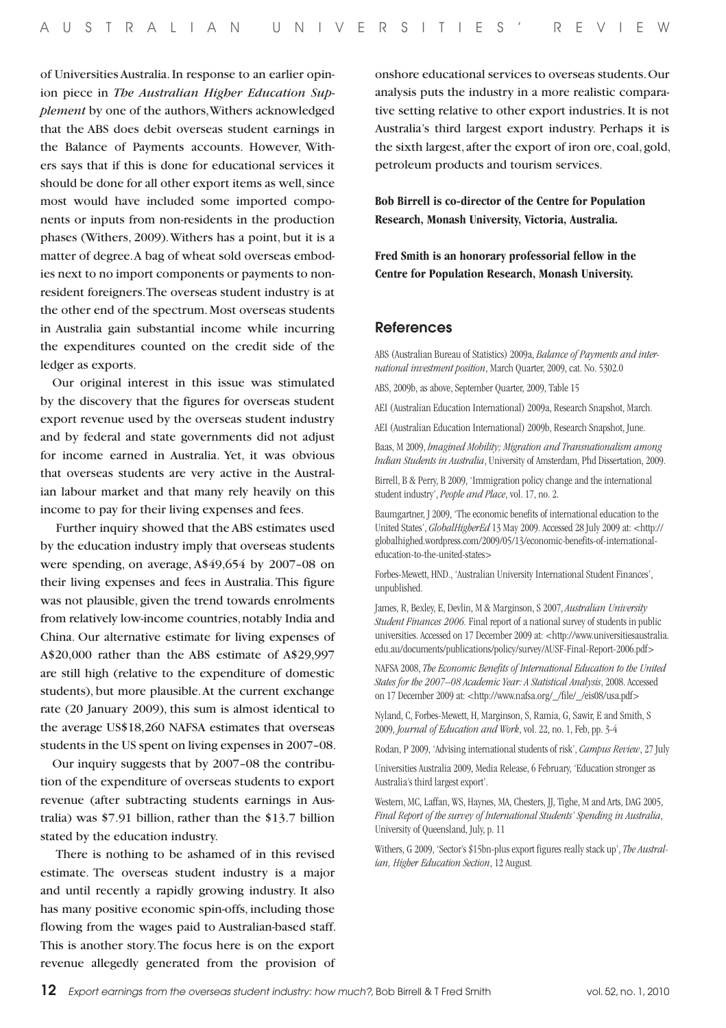of Universities Australia. In response to an earlier opinion piece in *The Australian Higher Education Supplement* by one of the authors, Withers acknowledged that the ABS does debit overseas student earnings in the Balance of Payments accounts. However, Withers says that if this is done for educational services it should be done for all other export items as well, since most would have included some imported components or inputs from non-residents in the production phases (Withers, 2009). Withers has a point, but it is a matter of degree. A bag of wheat sold overseas embodies next to no import components or payments to non-resident foreigners. The overseas student industry is at the other end of the spectrum. Most overseas students in Australia gain substantial income while incurring the expenditures counted on the credit side of the ledger as exports.

Our original interest in this issue was stimulated by the discovery that the figures for overseas student export revenue used by the overseas student industry and by federal and state governments did not adjust for income earned in Australia. Yet, it was obvious that overseas students are very active in the Australian labour market and that many rely heavily on this income to pay for their living expenses and fees.

Further inquiry showed that the ABS estimates used by the education industry imply that overseas students were spending, on average, A$49,654 by 2007–08 on their living expenses and fees in Australia. This figure was not plausible, given the trend towards enrolments from relatively low-income countries, notably India and China. Our alternative estimate for living expenses of A$20,000 rather than the ABS estimate of A$29,997 are still high (relative to the expenditure of domestic students), but more plausible. At the current exchange rate (20 January 2009), this sum is almost identical to the average US$18,260 NAFSA estimates that overseas students in the US spent on living expenses in 2007–08.

Our inquiry suggests that by 2007–08 the contribution of the expenditure of overseas students to export revenue (after subtracting students earnings in Australia) was $7.91 billion, rather than the $13.7 billion stated by the education industry.

There is nothing to be ashamed of in this revised estimate. The overseas student industry is a major and until recently a rapidly growing industry. It also has many positive economic spin-offs, including those flowing from the wages paid to Australian-based staff. This is another story. The focus here is on the export revenue allegedly generated from the provision of onshore educational services to overseas students. Our analysis puts the industry in a more realistic comparative setting relative to other export industries. It is not Australia's third largest export industry. Perhaps it is the sixth largest, after the export of iron ore, coal, gold, petroleum products and tourism services.

**Bob Birrell is co-director of the Centre for Population Research, Monash University, Victoria, Australia.**

**Fred Smith is an honorary professorial fellow in the Centre for Population Research, Monash University.**

## References

ABS (Australian Bureau of Statistics) 2009a, *Balance of Payments and international investment position*, March Quarter, 2009, cat. No. 5302.0

ABS, 2009b, as above, September Quarter, 2009, Table 15

AEI (Australian Education International) 2009a, Research Snapshot, March.

AEI (Australian Education International) 2009b, Research Snapshot, June.

Baas, M 2009, *Imagined Mobility; Migration and Transnationalism among Indian Students in Australia*, University of Amsterdam, Phd Dissertation, 2009.

Birrell, B & Perry, B 2009, 'Immigration policy change and the international student industry', *People and Place*, vol. 17, no. 2.

Baumgartner, J 2009, 'The economic benefits of international education to the United States', *GlobalHigherEd* 13 May 2009. Accessed 28 July 2009 at: <http://globalhighed.wordpress.com/2009/05/13/economic-benefits-of-international-education-to-the-united-states>

Forbes-Mewett, HND., 'Australian University International Student Finances', unpublished.

James, R, Bexley, E, Devlin, M & Marginson, S 2007, *Australian University Student Finances 2006.* Final report of a national survey of students in public universities. Accessed on 17 December 2009 at: <http://www.universitiesaustralia.edu.au/documents/publications/policy/survey/AUSF-Final-Report-2006.pdf>

NAFSA 2008, *The Economic Benefits of International Education to the United States for the 2007–08 Academic Year: A Statistical Analysis*, 2008. Accessed on 17 December 2009 at: <http://www.nafsa.org/_/file/_/eis08/usa.pdf>

Nyland, C, Forbes-Mewett, H, Marginson, S, Ramia, G, Sawir, E and Smith, S 2009, *Journal of Education and Work*, vol. 22, no. 1, Feb, pp. 3-4

Rodan, P 2009, 'Advising international students of risk', *Campus Review*, 27 July

Universities Australia 2009, Media Release, 6 February, 'Education stronger as Australia's third largest export'.

Western, MC, Laffan, WS, Haynes, MA, Chesters, JJ, Tighe, M and Arts, DAG 2005, *Final Report of the survey of International Students' Spending in Australia*, University of Queensland, July, p. 11

Withers, G 2009, 'Sector's $15bn-plus export figures really stack up', *The Australian, Higher Education Section*, 12 August.